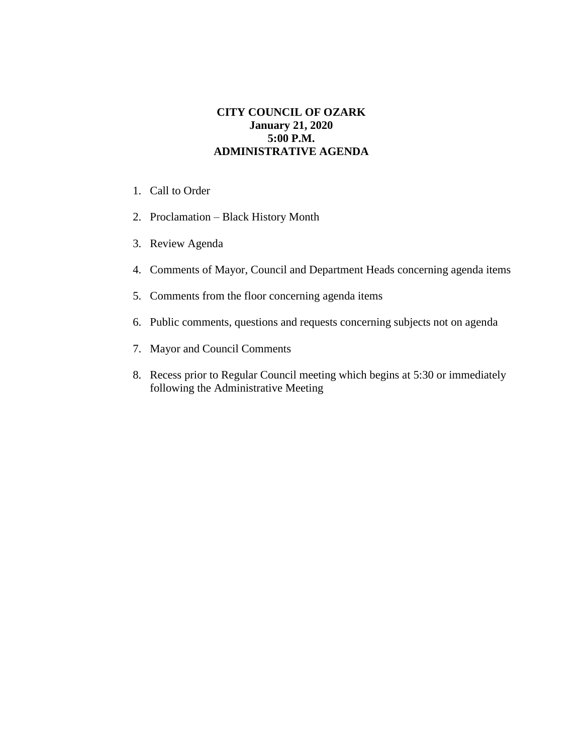**CITY COUNCIL OF OZARK**
**January 21, 2020**
**5:00 P.M.**
**ADMINISTRATIVE AGENDA**

1. Call to Order
2. Proclamation – Black History Month
3. Review Agenda
4. Comments of Mayor, Council and Department Heads concerning agenda items
5. Comments from the floor concerning agenda items
6. Public comments, questions and requests concerning subjects not on agenda
7. Mayor and Council Comments
8. Recess prior to Regular Council meeting which begins at 5:30 or immediately following the Administrative Meeting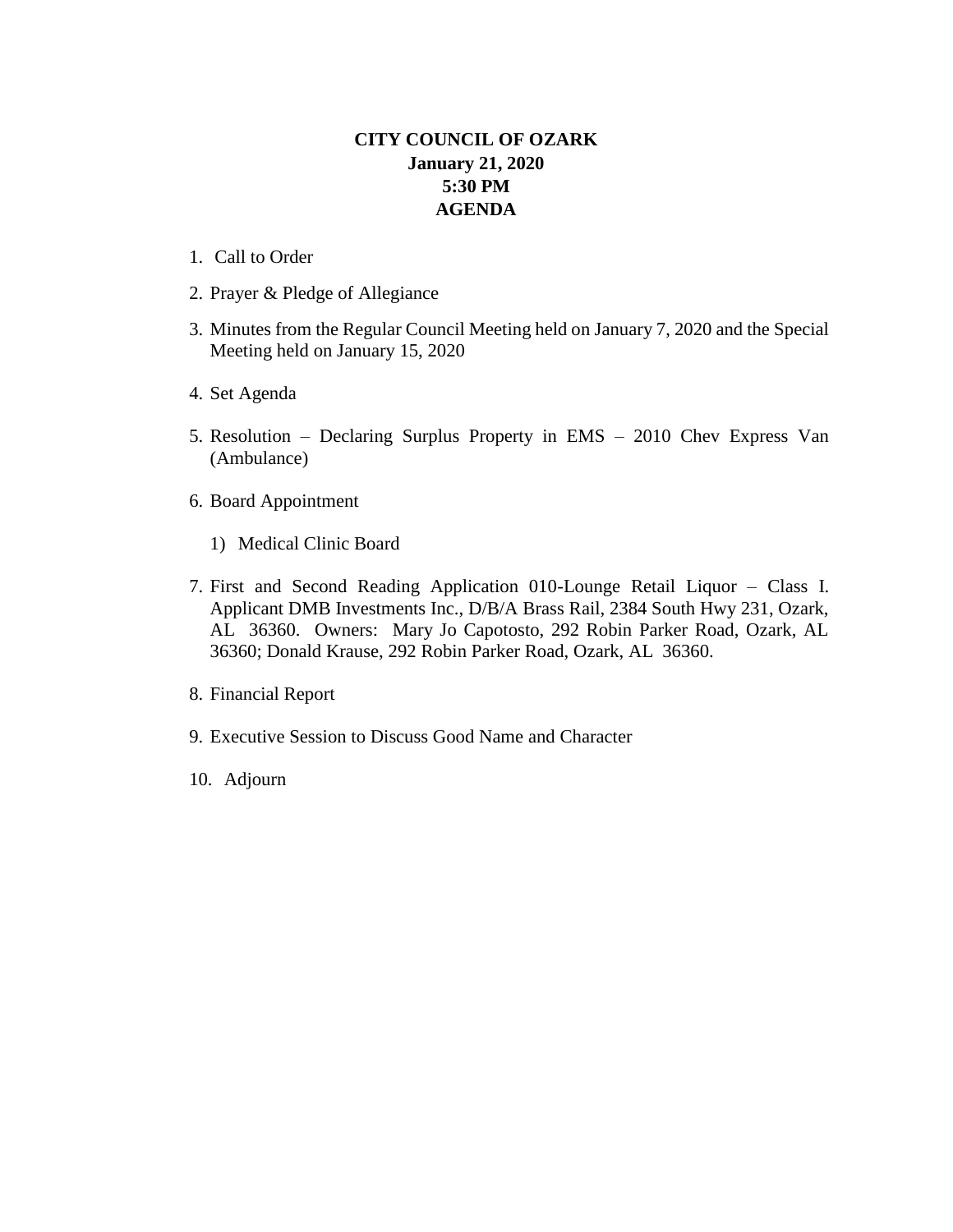**CITY COUNCIL OF OZARK**
**January 21, 2020**
**5:30 PM**
**AGENDA**

1. Call to Order
2. Prayer & Pledge of Allegiance
3. Minutes from the Regular Council Meeting held on January 7, 2020 and the Special Meeting held on January 15, 2020
4. Set Agenda
5. Resolution – Declaring Surplus Property in EMS – 2010 Chev Express Van (Ambulance)
6. Board Appointment
   1) Medical Clinic Board
7. First and Second Reading Application 010-Lounge Retail Liquor – Class I. Applicant DMB Investments Inc., D/B/A Brass Rail, 2384 South Hwy 231, Ozark, AL 36360. Owners: Mary Jo Capotosto, 292 Robin Parker Road, Ozark, AL 36360; Donald Krause, 292 Robin Parker Road, Ozark, AL 36360.
8. Financial Report
9. Executive Session to Discuss Good Name and Character
10. Adjourn